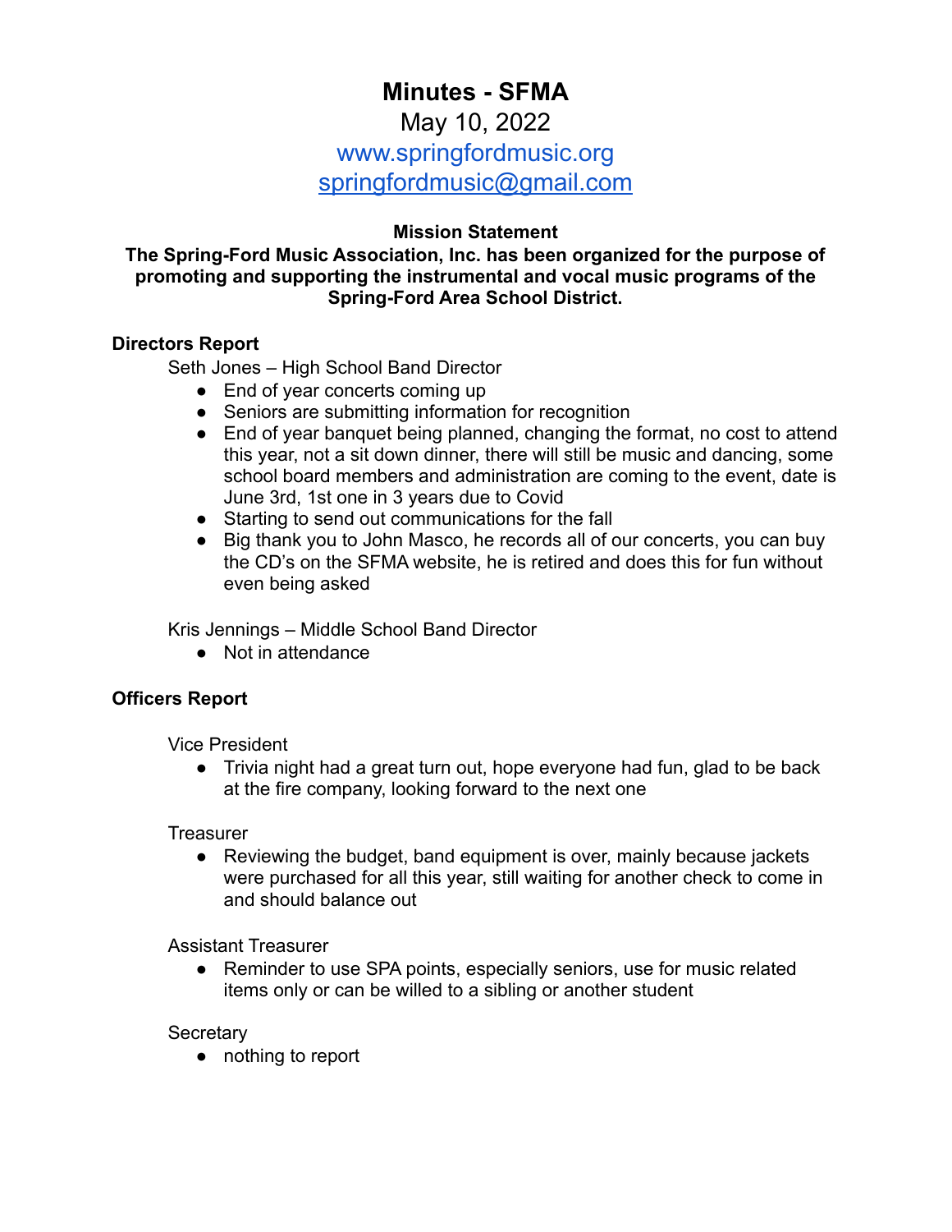# Minutes - SFMA

May 10, 2022

www.springfordmusic.org

springfordmusic@gmail.com

**Mission Statement**

**The Spring-Ford Music Association, Inc. has been organized for the purpose of promoting and supporting the instrumental and vocal music programs of the Spring-Ford Area School District.**

## Directors Report

Seth Jones – High School Band Director

- End of year concerts coming up
- Seniors are submitting information for recognition
- End of year banquet being planned, changing the format, no cost to attend this year, not a sit down dinner, there will still be music and dancing, some school board members and administration are coming to the event, date is June 3rd, 1st one in 3 years due to Covid
- Starting to send out communications for the fall
- Big thank you to John Masco, he records all of our concerts, you can buy the CD's on the SFMA website, he is retired and does this for fun without even being asked

Kris Jennings – Middle School Band Director

- Not in attendance

## Officers Report

Vice President

- Trivia night had a great turn out, hope everyone had fun, glad to be back at the fire company, looking forward to the next one

Treasurer

- Reviewing the budget, band equipment is over, mainly because jackets were purchased for all this year, still waiting for another check to come in and should balance out

Assistant Treasurer

- Reminder to use SPA points, especially seniors, use for music related items only or can be willed to a sibling or another student

Secretary

- nothing to report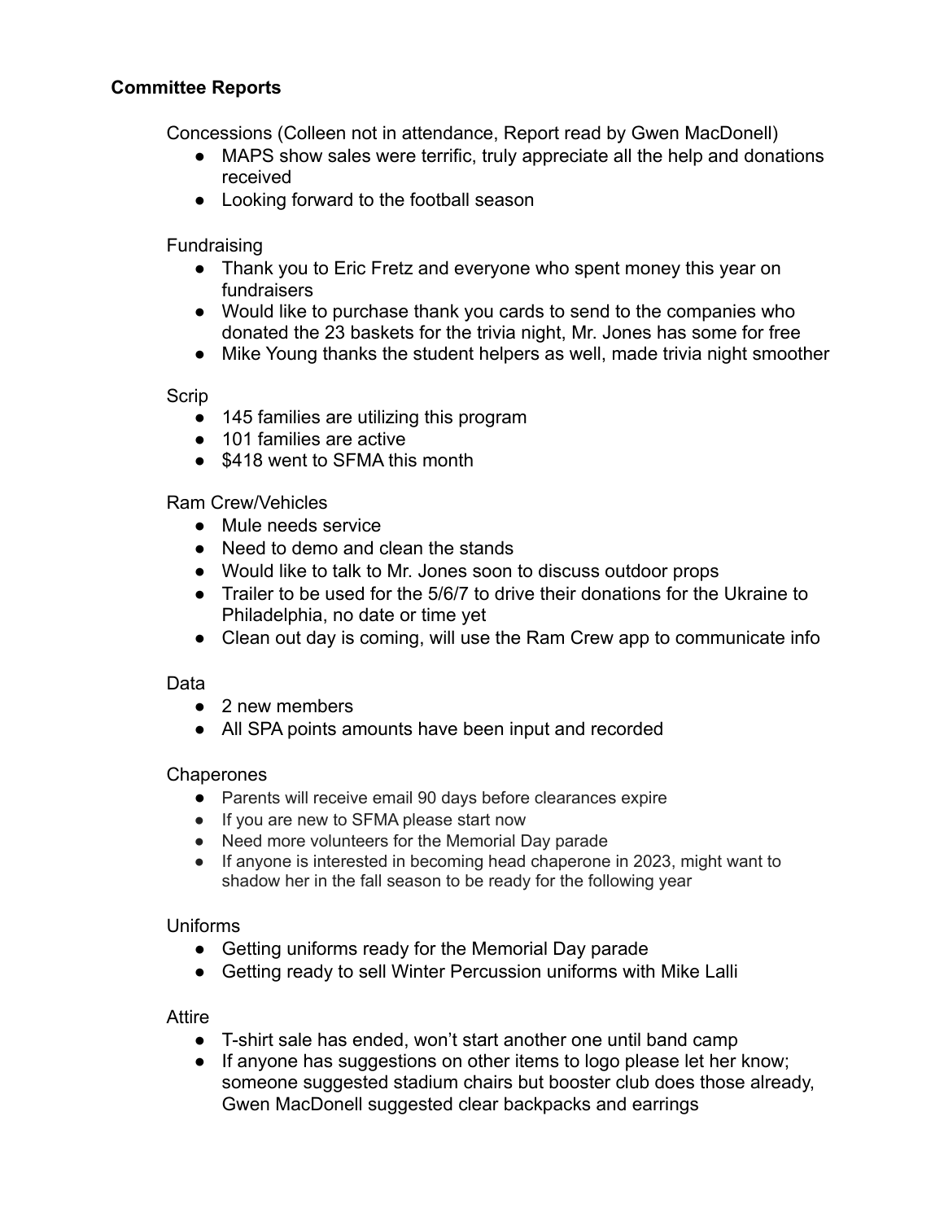**Committee Reports**

Concessions (Colleen not in attendance, Report read by Gwen MacDonell)

- MAPS show sales were terrific, truly appreciate all the help and donations received
- Looking forward to the football season

Fundraising

- Thank you to Eric Fretz and everyone who spent money this year on fundraisers
- Would like to purchase thank you cards to send to the companies who donated the 23 baskets for the trivia night, Mr. Jones has some for free
- Mike Young thanks the student helpers as well, made trivia night smoother

Scrip

- 145 families are utilizing this program
- 101 families are active
- $418 went to SFMA this month

Ram Crew/Vehicles

- Mule needs service
- Need to demo and clean the stands
- Would like to talk to Mr. Jones soon to discuss outdoor props
- Trailer to be used for the 5/6/7 to drive their donations for the Ukraine to Philadelphia, no date or time yet
- Clean out day is coming, will use the Ram Crew app to communicate info

Data

- 2 new members
- All SPA points amounts have been input and recorded

Chaperones

- Parents will receive email 90 days before clearances expire
- If you are new to SFMA please start now
- Need more volunteers for the Memorial Day parade
- If anyone is interested in becoming head chaperone in 2023, might want to shadow her in the fall season to be ready for the following year

Uniforms

- Getting uniforms ready for the Memorial Day parade
- Getting ready to sell Winter Percussion uniforms with Mike Lalli

Attire

- T-shirt sale has ended, won't start another one until band camp
- If anyone has suggestions on other items to logo please let her know; someone suggested stadium chairs but booster club does those already, Gwen MacDonell suggested clear backpacks and earrings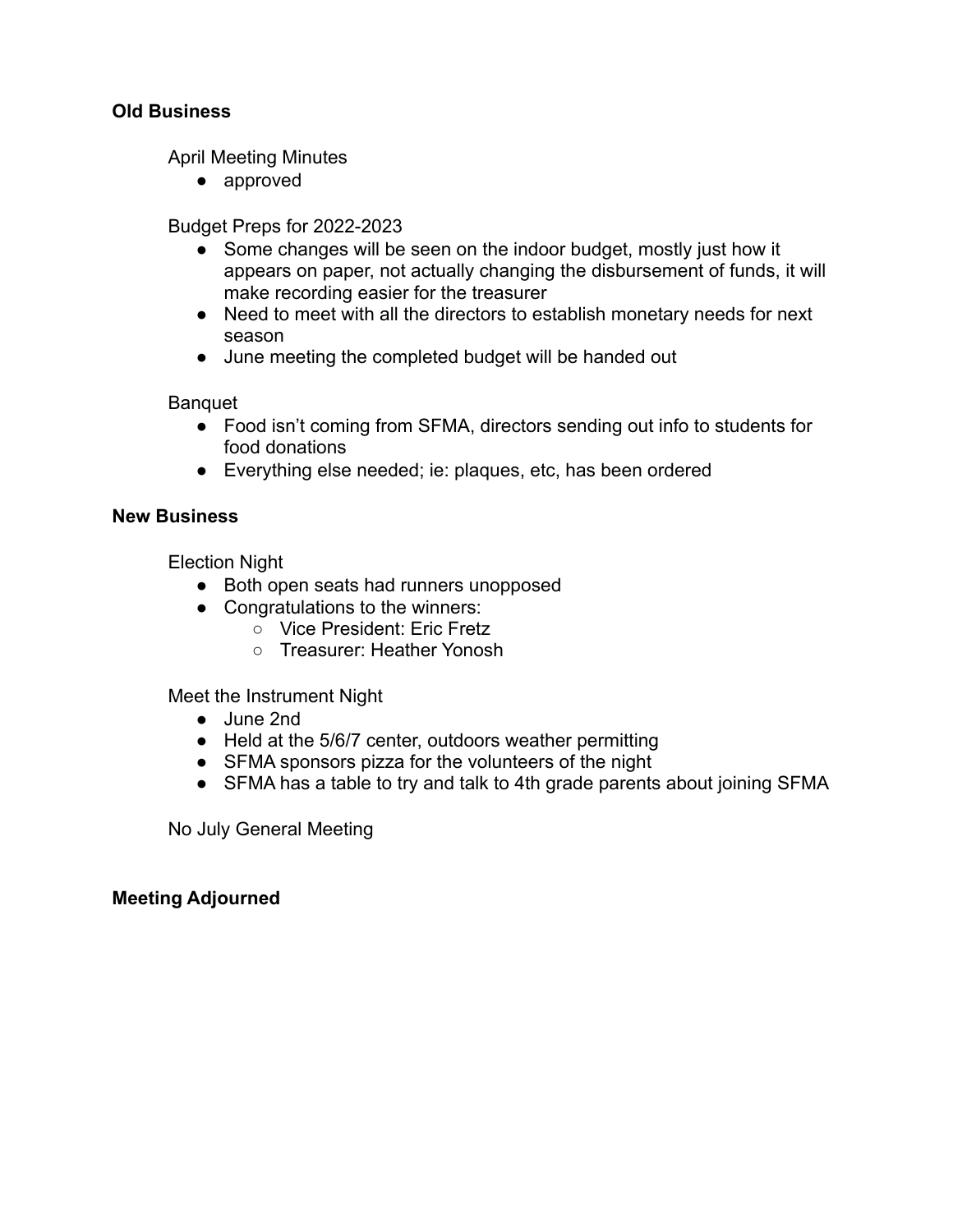**Old Business**

April Meeting Minutes

- approved

Budget Preps for 2022-2023

- Some changes will be seen on the indoor budget, mostly just how it appears on paper, not actually changing the disbursement of funds, it will make recording easier for the treasurer
- Need to meet with all the directors to establish monetary needs for next season
- June meeting the completed budget will be handed out

Banquet

- Food isn't coming from SFMA, directors sending out info to students for food donations
- Everything else needed; ie: plaques, etc, has been ordered

**New Business**

Election Night

- Both open seats had runners unopposed
- Congratulations to the winners:
  - Vice President: Eric Fretz
  - Treasurer: Heather Yonosh

Meet the Instrument Night

- June 2nd
- Held at the 5/6/7 center, outdoors weather permitting
- SFMA sponsors pizza for the volunteers of the night
- SFMA has a table to try and talk to 4th grade parents about joining SFMA

No July General Meeting

**Meeting Adjourned**